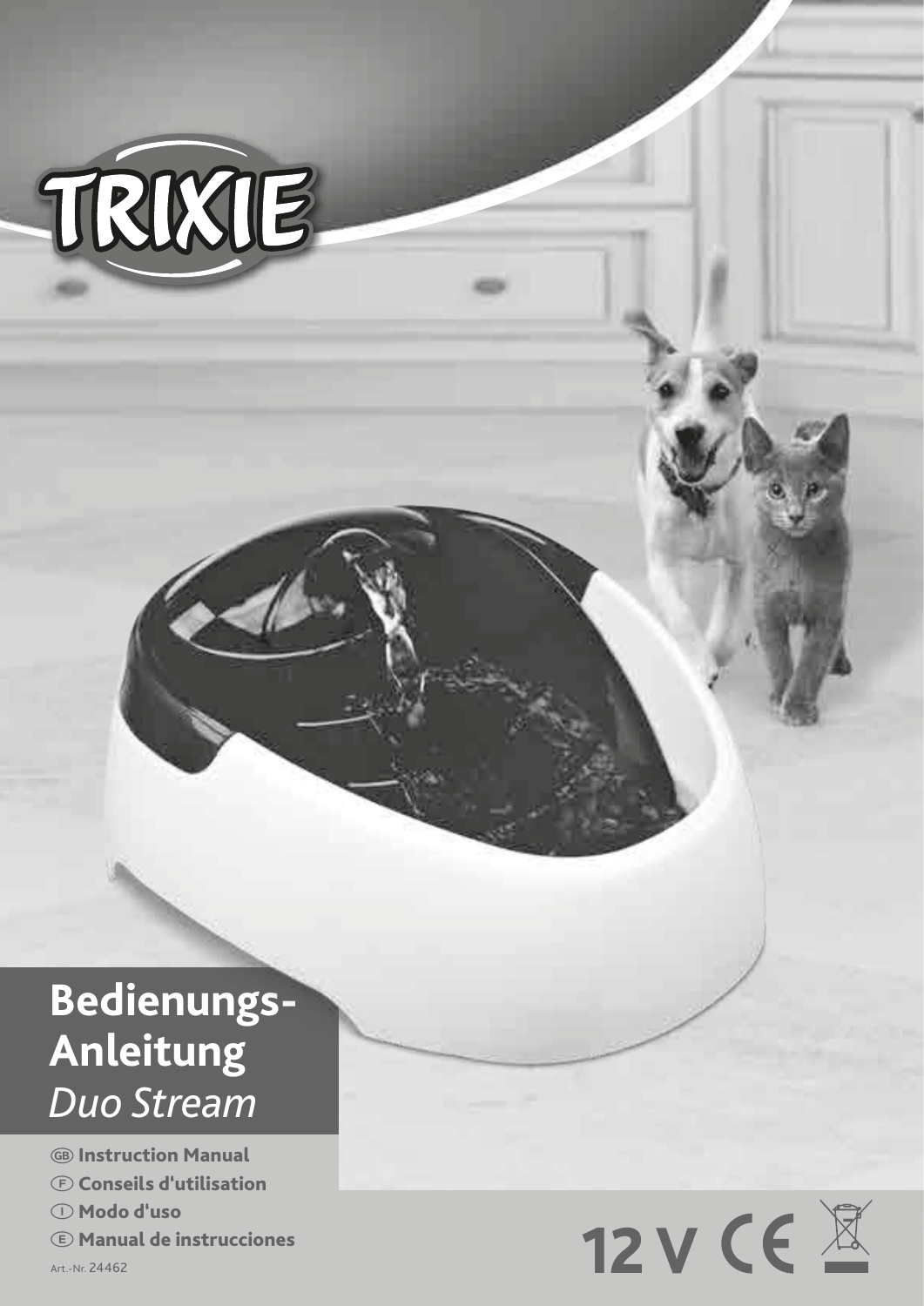TRIXIE

# Bedienungs-Anleitung
*Duo Stream*

GB **Instruction Manual**
F **Conseils d'utilisation**
I **Modo d'uso**
E **Manual de instrucciones**

Art.-Nr. 24462

12 V CE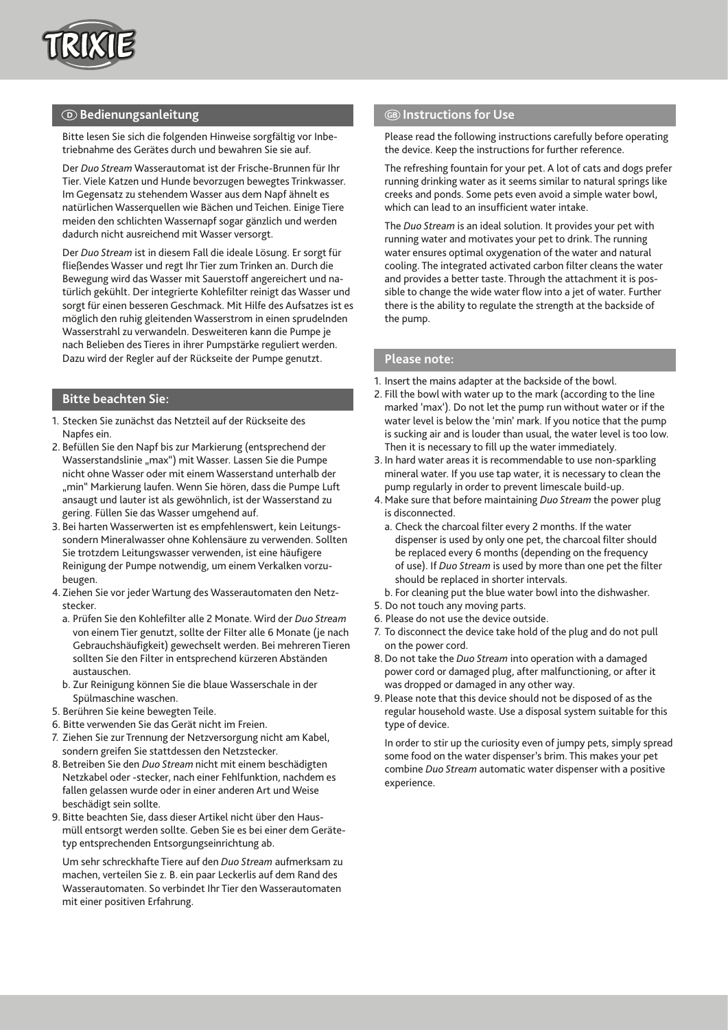## Ⓓ Bedienungsanleitung

Bitte lesen Sie sich die folgenden Hinweise sorgfältig vor Inbetriebnahme des Gerätes durch und bewahren Sie sie auf.

Der *Duo Stream* Wasserautomat ist der Frische-Brunnen für Ihr Tier. Viele Katzen und Hunde bevorzugen bewegtes Trinkwasser. Im Gegensatz zu stehendem Wasser aus dem Napf ähnelt es natürlichen Wasserquellen wie Bächen und Teichen. Einige Tiere meiden den schlichten Wassernapf sogar gänzlich und werden dadurch nicht ausreichend mit Wasser versorgt.

Der *Duo Stream* ist in diesem Fall die ideale Lösung. Er sorgt für fließendes Wasser und regt Ihr Tier zum Trinken an. Durch die Bewegung wird das Wasser mit Sauerstoff angereichert und natürlich gekühlt. Der integrierte Kohlefilter reinigt das Wasser und sorgt für einen besseren Geschmack. Mit Hilfe des Aufsatzes ist es möglich den ruhig gleitenden Wasserstrom in einen sprudelnden Wasserstrahl zu verwandeln. Desweiteren kann die Pumpe je nach Belieben des Tieres in ihrer Pumpstärke reguliert werden. Dazu wird der Regler auf der Rückseite der Pumpe genutzt.

### Bitte beachten Sie:

1. Stecken Sie zunächst das Netzteil auf der Rückseite des Napfes ein.
2. Befüllen Sie den Napf bis zur Markierung (entsprechend der Wasserstandslinie „max") mit Wasser. Lassen Sie die Pumpe nicht ohne Wasser oder mit einem Wasserstand unterhalb der „min" Markierung laufen. Wenn Sie hören, dass die Pumpe Luft ansaugt und lauter ist als gewöhnlich, ist der Wasserstand zu gering. Füllen Sie das Wasser umgehend auf.
3. Bei harten Wasserwerten ist es empfehlenswert, kein Leitungs- sondern Mineralwasser ohne Kohlensäure zu verwenden. Sollten Sie trotzdem Leitungswasser verwenden, ist eine häufigere Reinigung der Pumpe notwendig, um einem Verkalken vorzubeugen.
4. Ziehen Sie vor jeder Wartung des Wasserautomaten den Netzstecker.
   a. Prüfen Sie den Kohlefilter alle 2 Monate. Wird der *Duo Stream* von einem Tier genutzt, sollte der Filter alle 6 Monate (je nach Gebrauchshäufigkeit) gewechselt werden. Bei mehreren Tieren sollten Sie den Filter in entsprechend kürzeren Abständen austauschen.
   b. Zur Reinigung können Sie die blaue Wasserschale in der Spülmaschine waschen.
5. Berühren Sie keine bewegten Teile.
6. Bitte verwenden Sie das Gerät nicht im Freien.
7. Ziehen Sie zur Trennung der Netzversorgung nicht am Kabel, sondern greifen Sie stattdessen den Netzstecker.
8. Betreiben Sie den *Duo Stream* nicht mit einem beschädigten Netzkabel oder -stecker, nach einer Fehlfunktion, nachdem es fallen gelassen wurde oder in einer anderen Art und Weise beschädigt sein sollte.
9. Bitte beachten Sie, dass dieser Artikel nicht über den Hausmüll entsorgt werden sollte. Geben Sie es bei einer dem Gerätetyp entsprechenden Entsorgungseinrichtung ab.

   Um sehr schreckhafte Tiere auf den *Duo Stream* aufmerksam zu machen, verteilen Sie z. B. ein paar Leckerlis auf dem Rand des Wasserautomaten. So verbindet Ihr Tier den Wasserautomaten mit einer positiven Erfahrung.

## Ⓖ Instructions for Use

Please read the following instructions carefully before operating the device. Keep the instructions for further reference.

The refreshing fountain for your pet. A lot of cats and dogs prefer running drinking water as it seems similar to natural springs like creeks and ponds. Some pets even avoid a simple water bowl, which can lead to an insufficient water intake.

The *Duo Stream* is an ideal solution. It provides your pet with running water and motivates your pet to drink. The running water ensures optimal oxygenation of the water and natural cooling. The integrated activated carbon filter cleans the water and provides a better taste. Through the attachment it is possible to change the wide water flow into a jet of water. Further there is the ability to regulate the strength at the backside of the pump.

### Please note:

1. Insert the mains adapter at the backside of the bowl.
2. Fill the bowl with water up to the mark (according to the line marked 'max'). Do not let the pump run without water or if the water level is below the 'min' mark. If you notice that the pump is sucking air and is louder than usual, the water level is too low. Then it is necessary to fill up the water immediately.
3. In hard water areas it is recommendable to use non-sparkling mineral water. If you use tap water, it is necessary to clean the pump regularly in order to prevent limescale build-up.
4. Make sure that before maintaining *Duo Stream* the power plug is disconnected.
   a. Check the charcoal filter every 2 months. If the water dispenser is used by only one pet, the charcoal filter should be replaced every 6 months (depending on the frequency of use). If *Duo Stream* is used by more than one pet the filter should be replaced in shorter intervals.
   b. For cleaning put the blue water bowl into the dishwasher.
5. Do not touch any moving parts.
6. Please do not use the device outside.
7. To disconnect the device take hold of the plug and do not pull on the power cord.
8. Do not take the *Duo Stream* into operation with a damaged power cord or damaged plug, after malfunctioning, or after it was dropped or damaged in any other way.
9. Please note that this device should not be disposed of as the regular household waste. Use a disposal system suitable for this type of device.

   In order to stir up the curiosity even of jumpy pets, simply spread some food on the water dispenser's brim. This makes your pet combine *Duo Stream* automatic water dispenser with a positive experience.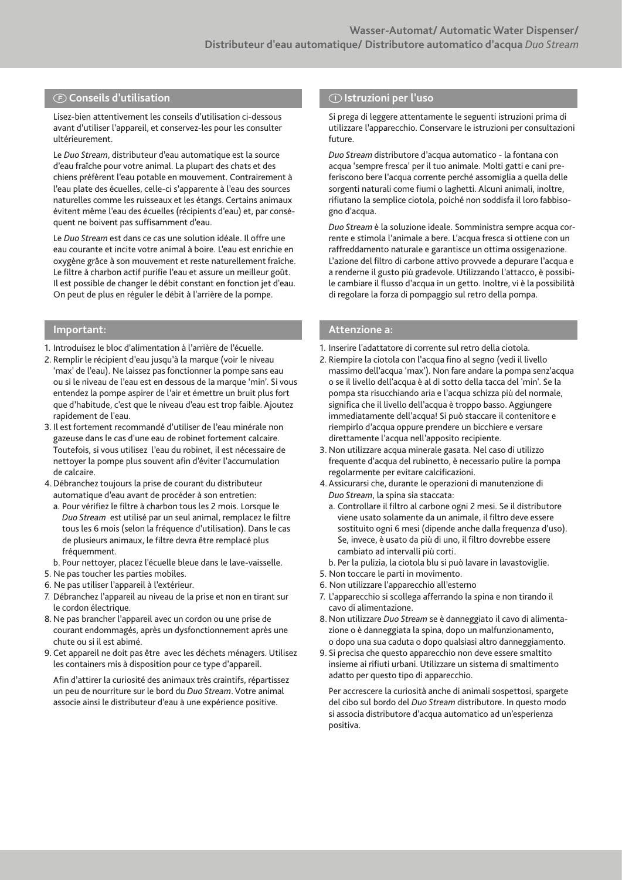## F Conseils d'utilisation

Lisez-bien attentivement les conseils d'utilisation ci-dessous avant d'utiliser l'appareil, et conservez-les pour les consulter ultérieurement.

Le *Duo Stream*, distributeur d'eau automatique est la source d'eau fraîche pour votre animal. La plupart des chats et des chiens préfèrent l'eau potable en mouvement. Contrairement à l'eau plate des écuelles, celle-ci s'apparente à l'eau des sources naturelles comme les ruisseaux et les étangs. Certains animaux évitent même l'eau des écuelles (récipients d'eau) et, par conséquent ne boivent pas suffisamment d'eau.

Le *Duo Stream* est dans ce cas une solution idéale. Il offre une eau courante et incite votre animal à boire. L'eau est enrichie en oxygène grâce à son mouvement et reste naturellement fraîche. Le filtre à charbon actif purifie l'eau et assure un meilleur goût. Il est possible de changer le débit constant en fonction jet d'eau. On peut de plus en réguler le débit à l'arrière de la pompe.

## Important:

1. Introduisez le bloc d'alimentation à l'arrière de l'écuelle.
2. Remplir le récipient d'eau jusqu'à la marque (voir le niveau 'max' de l'eau). Ne laissez pas fonctionner la pompe sans eau ou si le niveau de l'eau est en dessous de la marque 'min'. Si vous entendez la pompe aspirer de l'air et émettre un bruit plus fort que d'habitude, c'est que le niveau d'eau est trop faible. Ajoutez rapidement de l'eau.
3. Il est fortement recommandé d'utiliser de l'eau minérale non gazeuse dans le cas d'une eau de robinet fortement calcaire. Toutefois, si vous utilisez l'eau du robinet, il est nécessaire de nettoyer la pompe plus souvent afin d'éviter l'accumulation de calcaire.
4. Débranchez toujours la prise de courant du distributeur automatique d'eau avant de procéder à son entretien:
   a. Pour vérifiez le filtre à charbon tous les 2 mois. Lorsque le *Duo Stream* est utilisé par un seul animal, remplacez le filtre tous les 6 mois (selon la fréquence d'utilisation). Dans le cas de plusieurs animaux, le filtre devra être remplacé plus fréquemment.
   b. Pour nettoyer, placez l'écuelle bleue dans le lave-vaisselle.
5. Ne pas toucher les parties mobiles.
6. Ne pas utiliser l'appareil à l'extérieur.
7. Débranchez l'appareil au niveau de la prise et non en tirant sur le cordon électrique.
8. Ne pas brancher l'appareil avec un cordon ou une prise de courant endommagés, après un dysfonctionnement après une chute ou si il est abimé.
9. Cet appareil ne doit pas être avec les déchets ménagers. Utilisez les containers mis à disposition pour ce type d'appareil.

   Afin d'attirer la curiosité des animaux très craintifs, répartissez un peu de nourriture sur le bord du *Duo Stream*. Votre animal associe ainsi le distributeur d'eau à une expérience positive.

## I Istruzioni per l'uso

Si prega di leggere attentamente le seguenti istruzioni prima di utilizzare l'apparecchio. Conservare le istruzioni per consultazioni future.

*Duo Stream* distributore d'acqua automatico - la fontana con acqua 'sempre fresca' per il tuo animale. Molti gatti e cani preferiscono bere l'acqua corrente perché assomiglia a quella delle sorgenti naturali come fiumi o laghetti. Alcuni animali, inoltre, rifiutano la semplice ciotola, poiché non soddisfa il loro fabbisogno d'acqua.

*Duo Stream* è la soluzione ideale. Somministra sempre acqua corrente e stimola l'animale a bere. L'acqua fresca si ottiene con un raffreddamento naturale e garantisce un ottima ossigenazione. L'azione del filtro di carbone attivo provvede a depurare l'acqua e a renderne il gusto più gradevole. Utilizzando l'attacco, è possibile cambiare il flusso d'acqua in un getto. Inoltre, vi è la possibilità di regolare la forza di pompaggio sul retro della pompa.

## Attenzione a:

1. Inserire l'adattatore di corrente sul retro della ciotola.
2. Riempire la ciotola con l'acqua fino al segno (vedi il livello massimo dell'acqua 'max'). Non fare andare la pompa senz'acqua o se il livello dell'acqua è al di sotto della tacca del 'min'. Se la pompa sta risucchiando aria e l'acqua schizza più del normale, significa che il livello dell'acqua è troppo basso. Aggiungere immediatamente dell'acqua! Si può staccare il contenitore e riempirlo d'acqua oppure prendere un bicchiere e versare direttamente l'acqua nell'apposito recipiente.
3. Non utilizzare acqua minerale gasata. Nel caso di utilizzo frequente d'acqua del rubinetto, è necessario pulire la pompa regolarmente per evitare calcificazioni.
4. Assicurarsi che, durante le operazioni di manutenzione di *Duo Stream*, la spina sia staccata:
   a. Controllare il filtro al carbone ogni 2 mesi. Se il distributore viene usato solamente da un animale, il filtro deve essere sostituito ogni 6 mesi (dipende anche dalla frequenza d'uso). Se, invece, è usato da più di uno, il filtro dovrebbe essere cambiato ad intervalli più corti.
   b. Per la pulizia, la ciotola blu si può lavare in lavastoviglie.
5. Non toccare le parti in movimento.
6. Non utilizzare l'apparecchio all'esterno
7. L'apparecchio si scollega afferrando la spina e non tirando il cavo di alimentazione.
8. Non utilizzare *Duo Stream* se è danneggiato il cavo di alimentazione o è danneggiata la spina, dopo un malfunzionamento, o dopo una sua caduta o dopo qualsiasi altro danneggiamento.
9. Si precisa che questo apparecchio non deve essere smaltito insieme ai rifiuti urbani. Utilizzare un sistema di smaltimento adatto per questo tipo di apparecchio.

   Per accrescere la curiosità anche di animali sospettosi, spargete del cibo sul bordo del *Duo Stream* distributore. In questo modo si associa distributore d'acqua automatico ad un'esperienza positiva.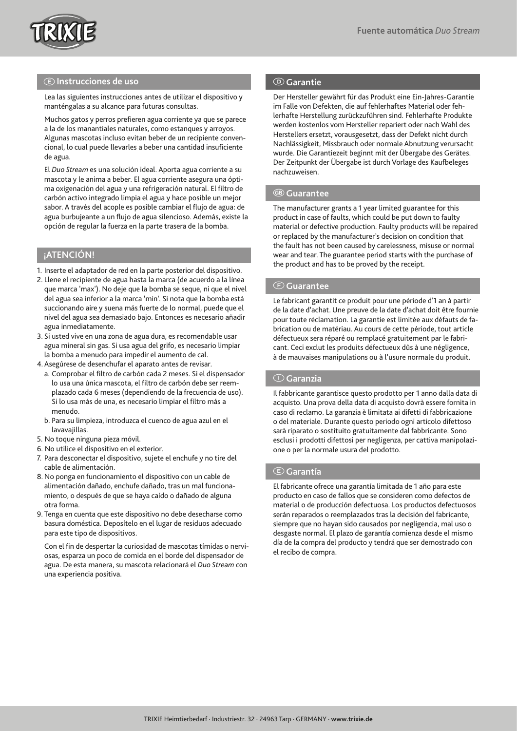## (E) Instrucciones de uso

Lea las siguientes instrucciones antes de utilizar el dispositivo y manténgalas a su alcance para futuras consultas.

Muchos gatos y perros prefieren agua corriente ya que se parece a la de los manantiales naturales, como estanques y arroyos. Algunas mascotas incluso evitan beber de un recipiente convencional, lo cual puede llevarles a beber una cantidad insuficiente de agua.

El *Duo Stream* es una solución ideal. Aporta agua corriente a su mascota y le anima a beber. El agua corriente asegura una óptima oxigenación del agua y una refrigeración natural. El filtro de carbón activo integrado limpia el agua y hace posible un mejor sabor. A través del acople es posible cambiar el flujo de agua: de agua burbujeante a un flujo de agua silencioso. Además, existe la opción de regular la fuerza en la parte trasera de la bomba.

## ¡ATENCIÓN!

1. Inserte el adaptador de red en la parte posterior del dispositivo.
2. Llene el recipiente de agua hasta la marca (de acuerdo a la línea que marca 'max'). No deje que la bomba se seque, ni que el nivel del agua sea inferior a la marca 'min'. Si nota que la bomba está succionando aire y suena más fuerte de lo normal, puede que el nivel del agua sea demasiado bajo. Entonces es necesario añadir agua inmediatamente.
3. Si usted vive en una zona de agua dura, es recomendable usar agua mineral sin gas. Si usa agua del grifo, es necesario limpiar la bomba a menudo para impedir el aumento de cal.
4. Asegúrese de desenchufar el aparato antes de revisar.
   a. Comprobar el filtro de carbón cada 2 meses. Si el dispensador lo usa una única mascota, el filtro de carbón debe ser reemplazado cada 6 meses (dependiendo de la frecuencia de uso). Si lo usa más de una, es necesario limpiar el filtro más a menudo.
   b. Para su limpieza, introduzca el cuenco de agua azul en el lavavajillas.
5. No toque ninguna pieza móvil.
6. No utilice el dispositivo en el exterior.
7. Para desconectar el dispositivo, sujete el enchufe y no tire del cable de alimentación.
8. No ponga en funcionamiento el dispositivo con un cable de alimentación dañado, enchufe dañado, tras un mal funcionamiento, o después de que se haya caído o dañado de alguna otra forma.
9. Tenga en cuenta que este dispositivo no debe desecharse como basura doméstica. Deposítelo en el lugar de residuos adecuado para este tipo de dispositivos.

   Con el fin de despertar la curiosidad de mascotas tímidas o nerviosas, esparza un poco de comida en el borde del dispensador de agua. De esta manera, su mascota relacionará el *Duo Stream* con una experiencia positiva.

## (D) Garantie

Der Hersteller gewährt für das Produkt eine Ein-Jahres-Garantie im Falle von Defekten, die auf fehlerhaftes Material oder fehlerhafte Herstellung zurückzuführen sind. Fehlerhafte Produkte werden kostenlos vom Hersteller repariert oder nach Wahl des Herstellers ersetzt, vorausgesetzt, dass der Defekt nicht durch Nachlässigkeit, Missbrauch oder normale Abnutzung verursacht wurde. Die Garantiezeit beginnt mit der Übergabe des Gerätes. Der Zeitpunkt der Übergabe ist durch Vorlage des Kaufbeleges nachzuweisen.

## (GB) Guarantee

The manufacturer grants a 1 year limited guarantee for this product in case of faults, which could be put down to faulty material or defective production. Faulty products will be repaired or replaced by the manufacturer's decision on condition that the fault has not been caused by carelessness, misuse or normal wear and tear. The guarantee period starts with the purchase of the product and has to be proved by the receipt.

## (F) Guarantee

Le fabricant garantit ce produit pour une période d'1 an à partir de la date d'achat. Une preuve de la date d'achat doit être fournie pour toute réclamation. La garantie est limitée aux défauts de fabrication ou de matériau. Au cours de cette période, tout article défectueux sera réparé ou remplacé gratuitement par le fabricant. Ceci exclut les produits défectueux dûs à une négligence, à de mauvaises manipulations ou à l'usure normale du produit.

## (I) Garanzia

Il fabbricante garantisce questo prodotto per 1 anno dalla data di acquisto. Una prova della data di acquisto dovrà essere fornita in caso di reclamo. La garanzia è limitata ai difetti di fabbricazione o del materiale. Durante questo periodo ogni articolo difettoso sarà riparato o sostituito gratuitamente dal fabbricante. Sono esclusi i prodotti difettosi per negligenza, per cattiva manipolazione o per la normale usura del prodotto.

## (E) Garantía

El fabricante ofrece una garantía limitada de 1 año para este producto en caso de fallos que se consideren como defectos de material o de producción defectuosa. Los productos defectuosos serán reparados o reemplazados tras la decisión del fabricante, siempre que no hayan sido causados por negligencia, mal uso o desgaste normal. El plazo de garantía comienza desde el mismo día de la compra del producto y tendrá que ser demostrado con el recibo de compra.

TRIXIE Heimtierbedarf · Industriestr. 32 · 24963 Tarp · GERMANY · **www.trixie.de**